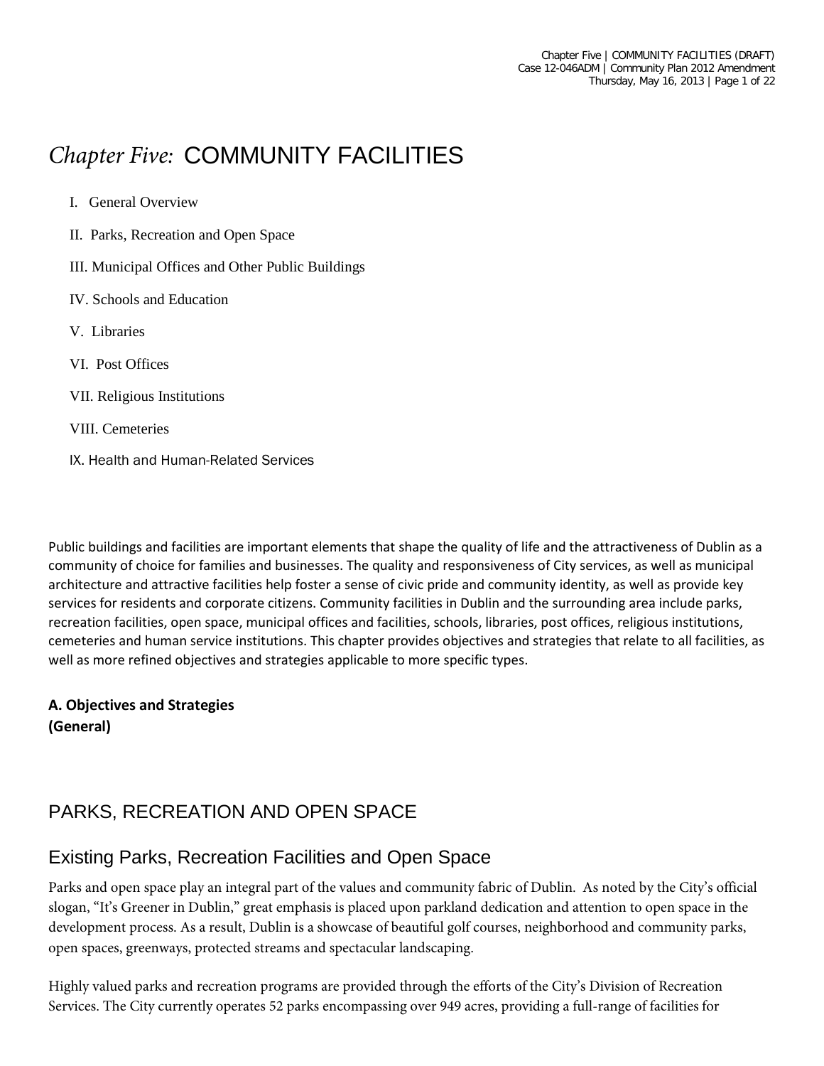# *Chapter Five:* COMMUNITY FACILITIES

I. General Overview

II. Parks, Recreation and Open Space

III. Municipal Offices and Other Public Buildings

IV. Schools and Education

V. Libraries

VI. Post Offices

VII. Religious Institutions

VIII. Cemeteries

IX. Health and Human-Related Services

Public buildings and facilities are important elements that shape the quality of life and the attractiveness of Dublin as a community of choice for families and businesses. The quality and responsiveness of City services, as well as municipal architecture and attractive facilities help foster a sense of civic pride and community identity, as well as provide key services for residents and corporate citizens. Community facilities in Dublin and the surrounding area include parks, recreation facilities, open space, municipal offices and facilities, schools, libraries, post offices, religious institutions, cemeteries and human service institutions. This chapter provides objectives and strategies that relate to all facilities, as well as more refined objectives and strategies applicable to more specific types.

**A. Objectives and Strategies**
**(General)**

## PARKS, RECREATION AND OPEN SPACE

## Existing Parks, Recreation Facilities and Open Space

Parks and open space play an integral part of the values and community fabric of Dublin. As noted by the City's official slogan, "It's Greener in Dublin," great emphasis is placed upon parkland dedication and attention to open space in the development process. As a result, Dublin is a showcase of beautiful golf courses, neighborhood and community parks, open spaces, greenways, protected streams and spectacular landscaping.

Highly valued parks and recreation programs are provided through the efforts of the City's Division of Recreation Services. The City currently operates 52 parks encompassing over 949 acres, providing a full-range of facilities for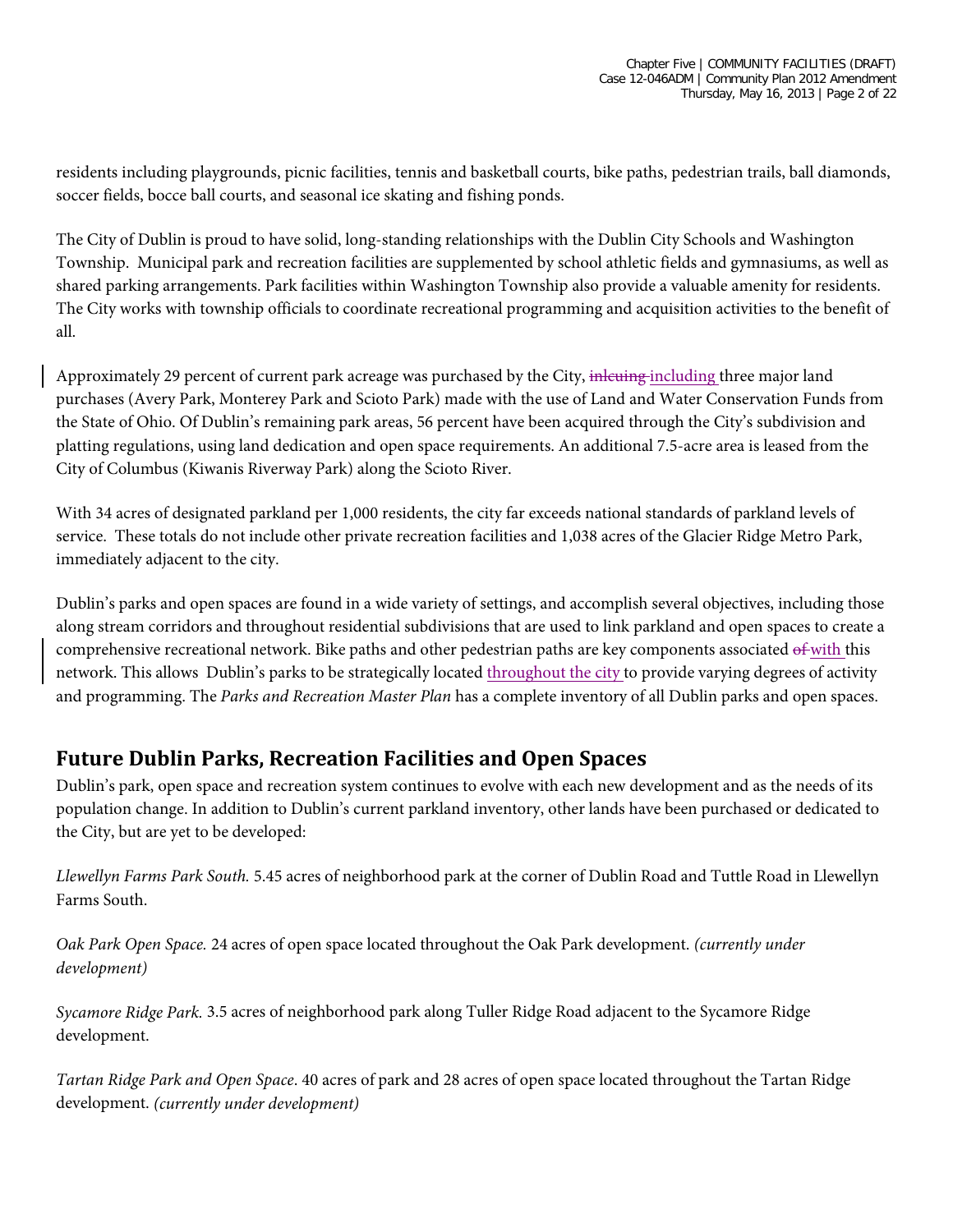residents including playgrounds, picnic facilities, tennis and basketball courts, bike paths, pedestrian trails, ball diamonds, soccer fields, bocce ball courts, and seasonal ice skating and fishing ponds.

The City of Dublin is proud to have solid, long-standing relationships with the Dublin City Schools and Washington Township. Municipal park and recreation facilities are supplemented by school athletic fields and gymnasiums, as well as shared parking arrangements. Park facilities within Washington Township also provide a valuable amenity for residents. The City works with township officials to coordinate recreational programming and acquisition activities to the benefit of all.

Approximately 29 percent of current park acreage was purchased by the City, ~~inlcuing~~ including three major land purchases (Avery Park, Monterey Park and Scioto Park) made with the use of Land and Water Conservation Funds from the State of Ohio. Of Dublin's remaining park areas, 56 percent have been acquired through the City's subdivision and platting regulations, using land dedication and open space requirements. An additional 7.5-acre area is leased from the City of Columbus (Kiwanis Riverway Park) along the Scioto River.

With 34 acres of designated parkland per 1,000 residents, the city far exceeds national standards of parkland levels of service. These totals do not include other private recreation facilities and 1,038 acres of the Glacier Ridge Metro Park, immediately adjacent to the city.

Dublin's parks and open spaces are found in a wide variety of settings, and accomplish several objectives, including those along stream corridors and throughout residential subdivisions that are used to link parkland and open spaces to create a comprehensive recreational network. Bike paths and other pedestrian paths are key components associated ~~of~~ with this network. This allows Dublin's parks to be strategically located throughout the city to provide varying degrees of activity and programming. The *Parks and Recreation Master Plan* has a complete inventory of all Dublin parks and open spaces.

## Future Dublin Parks, Recreation Facilities and Open Spaces

Dublin's park, open space and recreation system continues to evolve with each new development and as the needs of its population change. In addition to Dublin's current parkland inventory, other lands have been purchased or dedicated to the City, but are yet to be developed:

*Llewellyn Farms Park South.* 5.45 acres of neighborhood park at the corner of Dublin Road and Tuttle Road in Llewellyn Farms South.

*Oak Park Open Space.* 24 acres of open space located throughout the Oak Park development. *(currently under development)*

*Sycamore Ridge Park.* 3.5 acres of neighborhood park along Tuller Ridge Road adjacent to the Sycamore Ridge development.

*Tartan Ridge Park and Open Space*. 40 acres of park and 28 acres of open space located throughout the Tartan Ridge development. *(currently under development)*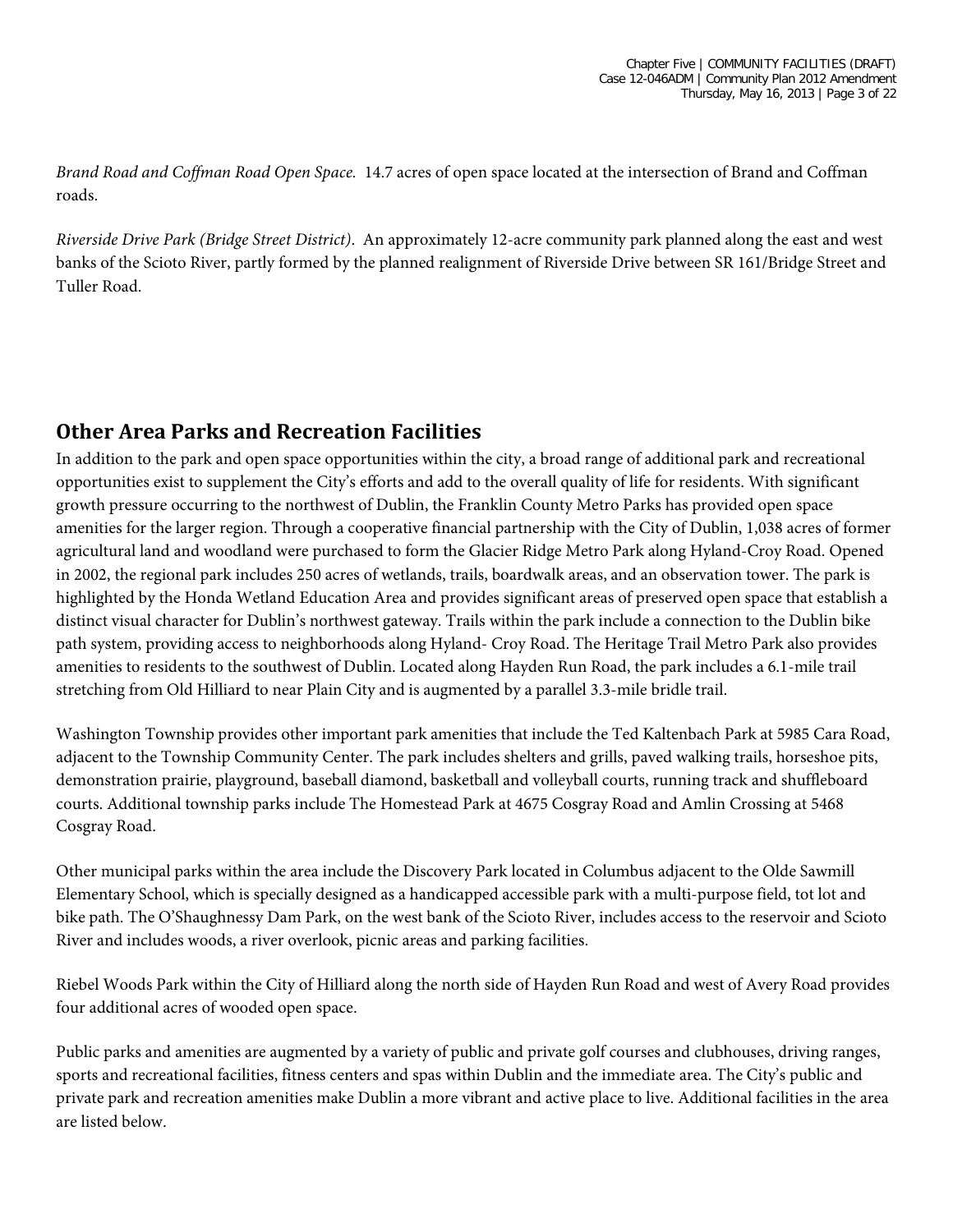*Brand Road and Coffman Road Open Space.* 14.7 acres of open space located at the intersection of Brand and Coffman roads.

*Riverside Drive Park (Bridge Street District).* An approximately 12-acre community park planned along the east and west banks of the Scioto River, partly formed by the planned realignment of Riverside Drive between SR 161/Bridge Street and Tuller Road.

## Other Area Parks and Recreation Facilities

In addition to the park and open space opportunities within the city, a broad range of additional park and recreational opportunities exist to supplement the City's efforts and add to the overall quality of life for residents. With significant growth pressure occurring to the northwest of Dublin, the Franklin County Metro Parks has provided open space amenities for the larger region. Through a cooperative financial partnership with the City of Dublin, 1,038 acres of former agricultural land and woodland were purchased to form the Glacier Ridge Metro Park along Hyland-Croy Road. Opened in 2002, the regional park includes 250 acres of wetlands, trails, boardwalk areas, and an observation tower. The park is highlighted by the Honda Wetland Education Area and provides significant areas of preserved open space that establish a distinct visual character for Dublin's northwest gateway. Trails within the park include a connection to the Dublin bike path system, providing access to neighborhoods along Hyland- Croy Road. The Heritage Trail Metro Park also provides amenities to residents to the southwest of Dublin. Located along Hayden Run Road, the park includes a 6.1-mile trail stretching from Old Hilliard to near Plain City and is augmented by a parallel 3.3-mile bridle trail.

Washington Township provides other important park amenities that include the Ted Kaltenbach Park at 5985 Cara Road, adjacent to the Township Community Center. The park includes shelters and grills, paved walking trails, horseshoe pits, demonstration prairie, playground, baseball diamond, basketball and volleyball courts, running track and shuffleboard courts. Additional township parks include The Homestead Park at 4675 Cosgray Road and Amlin Crossing at 5468 Cosgray Road.

Other municipal parks within the area include the Discovery Park located in Columbus adjacent to the Olde Sawmill Elementary School, which is specially designed as a handicapped accessible park with a multi-purpose field, tot lot and bike path. The O'Shaughnessy Dam Park, on the west bank of the Scioto River, includes access to the reservoir and Scioto River and includes woods, a river overlook, picnic areas and parking facilities.

Riebel Woods Park within the City of Hilliard along the north side of Hayden Run Road and west of Avery Road provides four additional acres of wooded open space.

Public parks and amenities are augmented by a variety of public and private golf courses and clubhouses, driving ranges, sports and recreational facilities, fitness centers and spas within Dublin and the immediate area. The City's public and private park and recreation amenities make Dublin a more vibrant and active place to live. Additional facilities in the area are listed below.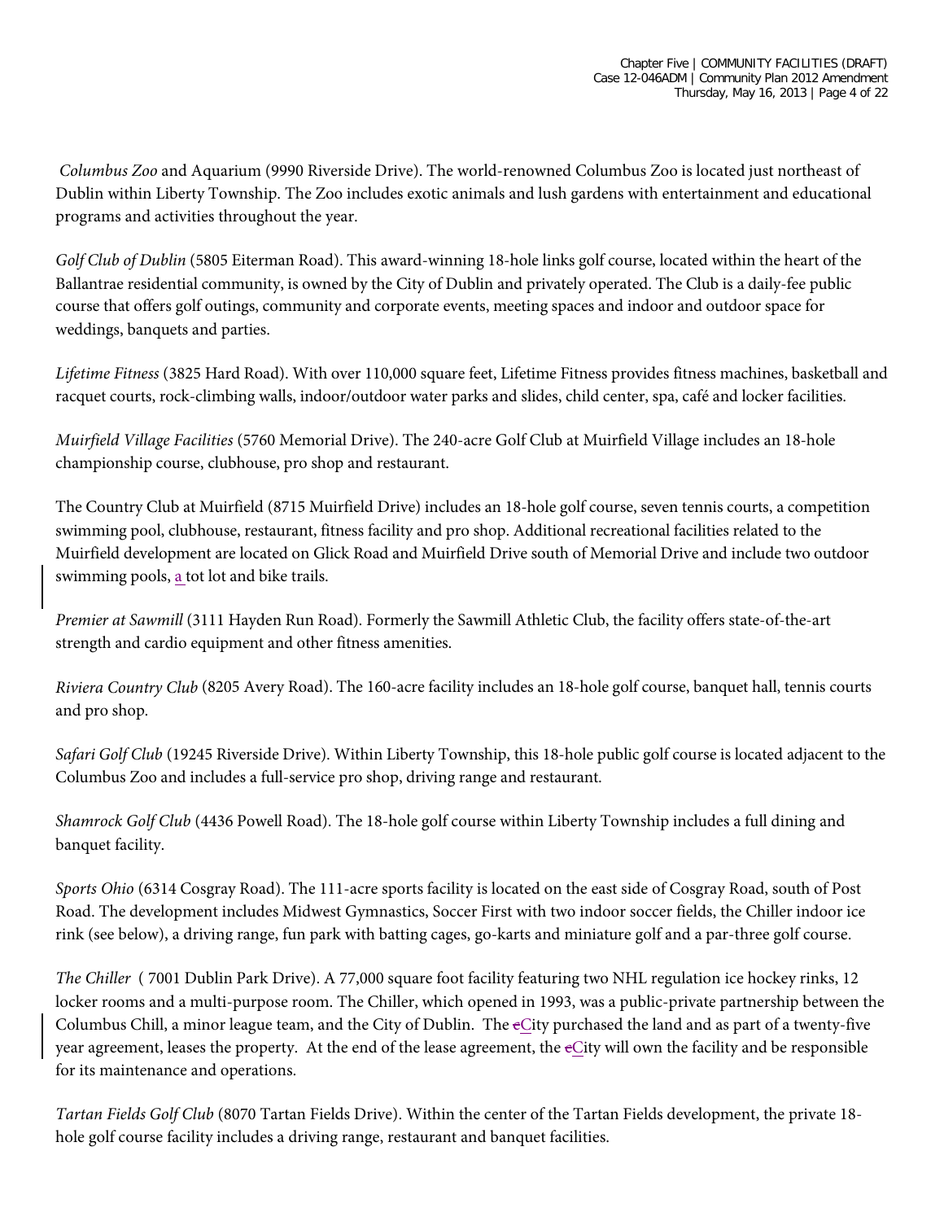*Columbus Zoo* and Aquarium (9990 Riverside Drive). The world-renowned Columbus Zoo is located just northeast of Dublin within Liberty Township. The Zoo includes exotic animals and lush gardens with entertainment and educational programs and activities throughout the year.

*Golf Club of Dublin* (5805 Eiterman Road). This award-winning 18-hole links golf course, located within the heart of the Ballantrae residential community, is owned by the City of Dublin and privately operated. The Club is a daily-fee public course that offers golf outings, community and corporate events, meeting spaces and indoor and outdoor space for weddings, banquets and parties.

*Lifetime Fitness* (3825 Hard Road). With over 110,000 square feet, Lifetime Fitness provides fitness machines, basketball and racquet courts, rock-climbing walls, indoor/outdoor water parks and slides, child center, spa, café and locker facilities.

*Muirfield Village Facilities* (5760 Memorial Drive). The 240-acre Golf Club at Muirfield Village includes an 18-hole championship course, clubhouse, pro shop and restaurant.

The Country Club at Muirfield (8715 Muirfield Drive) includes an 18-hole golf course, seven tennis courts, a competition swimming pool, clubhouse, restaurant, fitness facility and pro shop. Additional recreational facilities related to the Muirfield development are located on Glick Road and Muirfield Drive south of Memorial Drive and include two outdoor swimming pools, a tot lot and bike trails.

*Premier at Sawmill* (3111 Hayden Run Road). Formerly the Sawmill Athletic Club, the facility offers state-of-the-art strength and cardio equipment and other fitness amenities.

*Riviera Country Club* (8205 Avery Road). The 160-acre facility includes an 18-hole golf course, banquet hall, tennis courts and pro shop.

*Safari Golf Club* (19245 Riverside Drive). Within Liberty Township, this 18-hole public golf course is located adjacent to the Columbus Zoo and includes a full-service pro shop, driving range and restaurant.

*Shamrock Golf Club* (4436 Powell Road). The 18-hole golf course within Liberty Township includes a full dining and banquet facility.

*Sports Ohio* (6314 Cosgray Road). The 111-acre sports facility is located on the east side of Cosgray Road, south of Post Road. The development includes Midwest Gymnastics, Soccer First with two indoor soccer fields, the Chiller indoor ice rink (see below), a driving range, fun park with batting cages, go-karts and miniature golf and a par-three golf course.

*The Chiller* ( 7001 Dublin Park Drive). A 77,000 square foot facility featuring two NHL regulation ice hockey rinks, 12 locker rooms and a multi-purpose room. The Chiller, which opened in 1993, was a public-private partnership between the Columbus Chill, a minor league team, and the City of Dublin. The ~~c~~City purchased the land and as part of a twenty-five year agreement, leases the property. At the end of the lease agreement, the ~~c~~City will own the facility and be responsible for its maintenance and operations.

*Tartan Fields Golf Club* (8070 Tartan Fields Drive). Within the center of the Tartan Fields development, the private 18-hole golf course facility includes a driving range, restaurant and banquet facilities.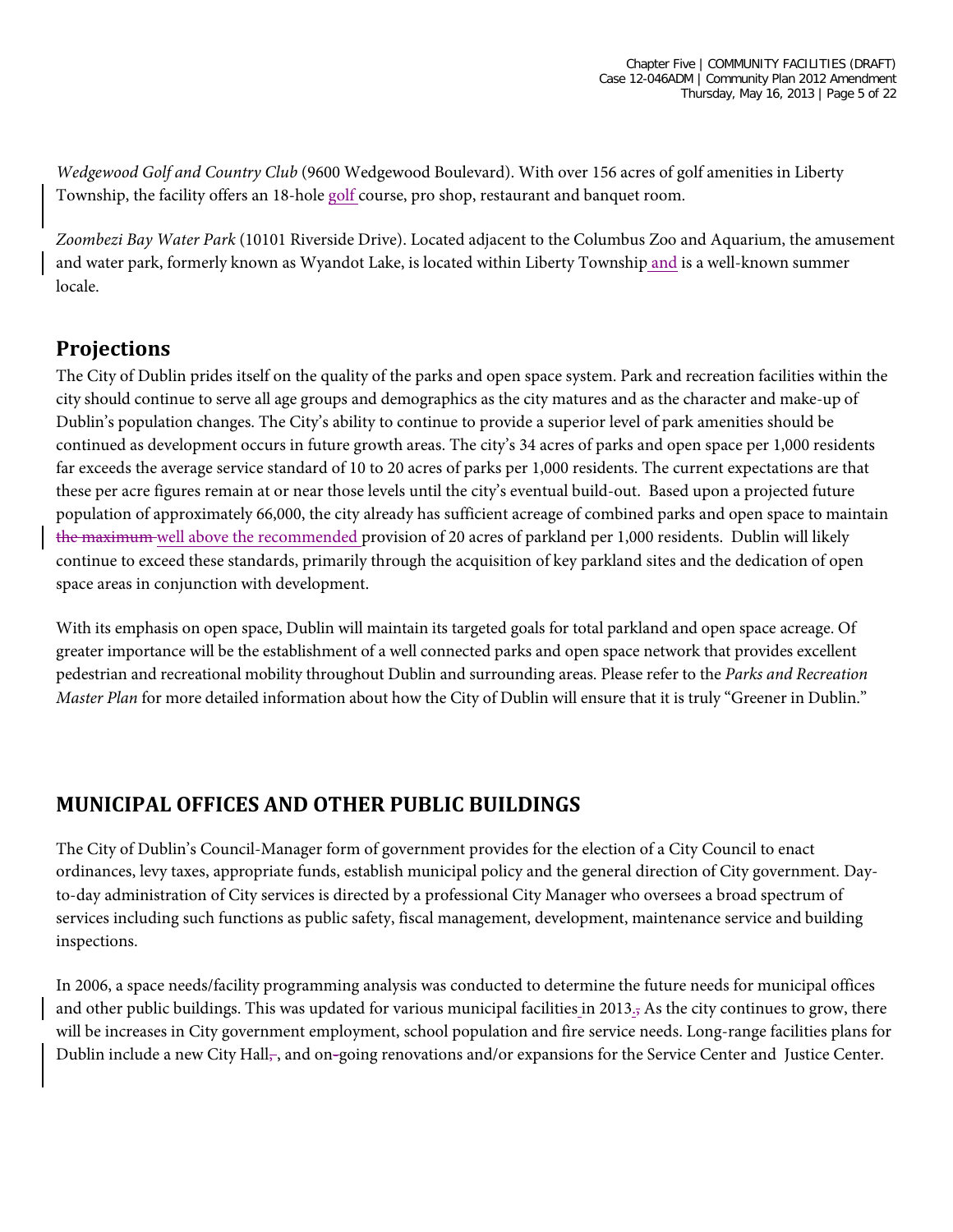*Wedgewood Golf and Country Club* (9600 Wedgewood Boulevard). With over 156 acres of golf amenities in Liberty Township, the facility offers an 18-hole golf course, pro shop, restaurant and banquet room.

*Zoombezi Bay Water Park* (10101 Riverside Drive). Located adjacent to the Columbus Zoo and Aquarium, the amusement and water park, formerly known as Wyandot Lake, is located within Liberty Township and is a well-known summer locale.

## Projections

The City of Dublin prides itself on the quality of the parks and open space system. Park and recreation facilities within the city should continue to serve all age groups and demographics as the city matures and as the character and make-up of Dublin's population changes. The City's ability to continue to provide a superior level of park amenities should be continued as development occurs in future growth areas. The city's 34 acres of parks and open space per 1,000 residents far exceeds the average service standard of 10 to 20 acres of parks per 1,000 residents. The current expectations are that these per acre figures remain at or near those levels until the city's eventual build-out. Based upon a projected future population of approximately 66,000, the city already has sufficient acreage of combined parks and open space to maintain ~~the maximum~~ well above the recommended provision of 20 acres of parkland per 1,000 residents. Dublin will likely continue to exceed these standards, primarily through the acquisition of key parkland sites and the dedication of open space areas in conjunction with development.

With its emphasis on open space, Dublin will maintain its targeted goals for total parkland and open space acreage. Of greater importance will be the establishment of a well connected parks and open space network that provides excellent pedestrian and recreational mobility throughout Dublin and surrounding areas. Please refer to the *Parks and Recreation Master Plan* for more detailed information about how the City of Dublin will ensure that it is truly "Greener in Dublin."

## MUNICIPAL OFFICES AND OTHER PUBLIC BUILDINGS

The City of Dublin's Council-Manager form of government provides for the election of a City Council to enact ordinances, levy taxes, appropriate funds, establish municipal policy and the general direction of City government. Day-to-day administration of City services is directed by a professional City Manager who oversees a broad spectrum of services including such functions as public safety, fiscal management, development, maintenance service and building inspections.

In 2006, a space needs/facility programming analysis was conducted to determine the future needs for municipal offices and other public buildings. This was updated for various municipal facilities in 2013.~~,~~ As the city continues to grow, there will be increases in City government employment, school population and fire service needs. Long-range facilities plans for Dublin include a new City Hall~~,~~, and on~~-~~going renovations and/or expansions for the Service Center and Justice Center.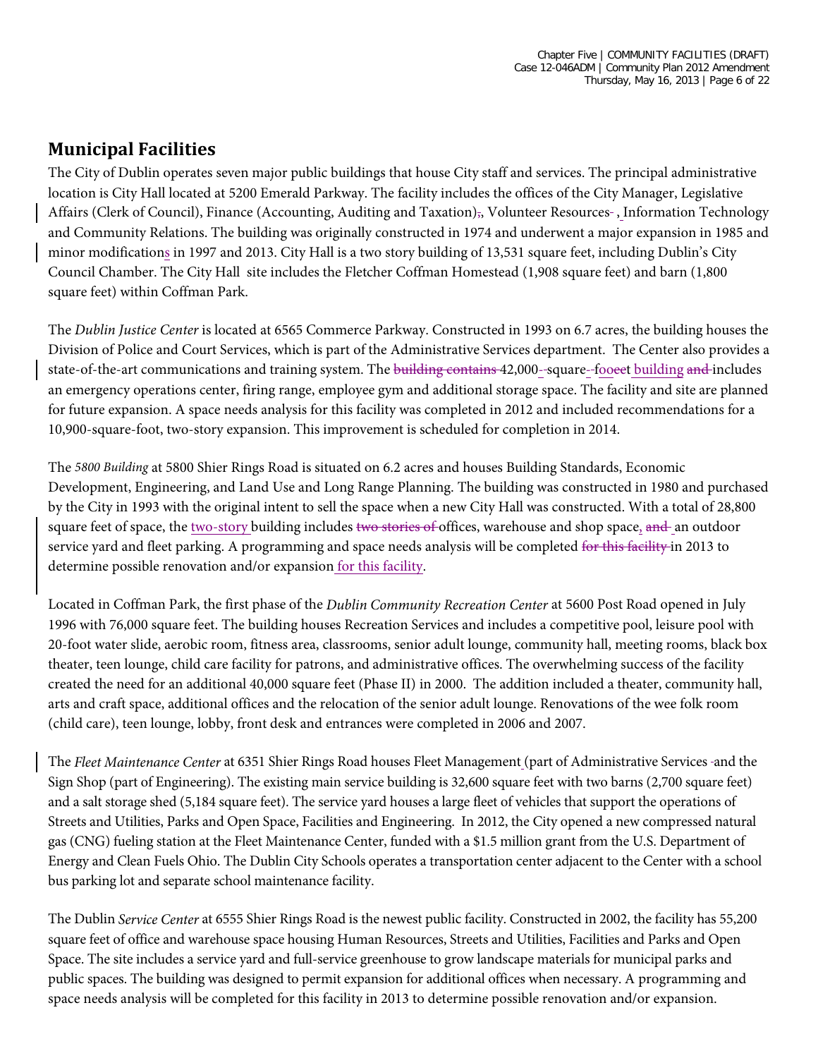## Municipal Facilities

The City of Dublin operates seven major public buildings that house City staff and services. The principal administrative location is City Hall located at 5200 Emerald Parkway. The facility includes the offices of the City Manager, Legislative Affairs (Clerk of Council), Finance (Accounting, Auditing and Taxation), Volunteer Resources, Information Technology and Community Relations. The building was originally constructed in 1974 and underwent a major expansion in 1985 and minor modifications in 1997 and 2013. City Hall is a two story building of 13,531 square feet, including Dublin's City Council Chamber. The City Hall site includes the Fletcher Coffman Homestead (1,908 square feet) and barn (1,800 square feet) within Coffman Park.

The *Dublin Justice Center* is located at 6565 Commerce Parkway. Constructed in 1993 on 6.7 acres, the building houses the Division of Police and Court Services, which is part of the Administrative Services department. The Center also provides a state-of-the-art communications and training system. The ~~building contains~~ 42,000-square-foot building ~~and~~ includes an emergency operations center, firing range, employee gym and additional storage space. The facility and site are planned for future expansion. A space needs analysis for this facility was completed in 2012 and included recommendations for a 10,900-square-foot, two-story expansion. This improvement is scheduled for completion in 2014.

The *5800 Building* at 5800 Shier Rings Road is situated on 6.2 acres and houses Building Standards, Economic Development, Engineering, and Land Use and Long Range Planning. The building was constructed in 1980 and purchased by the City in 1993 with the original intent to sell the space when a new City Hall was constructed. With a total of 28,800 square feet of space, the two-story building includes ~~two stories of~~ offices, warehouse and shop space, ~~and~~ an outdoor service yard and fleet parking. A programming and space needs analysis will be completed ~~for this facility~~ in 2013 to determine possible renovation and/or expansion for this facility.

Located in Coffman Park, the first phase of the *Dublin Community Recreation Center* at 5600 Post Road opened in July 1996 with 76,000 square feet. The building houses Recreation Services and includes a competitive pool, leisure pool with 20-foot water slide, aerobic room, fitness area, classrooms, senior adult lounge, community hall, meeting rooms, black box theater, teen lounge, child care facility for patrons, and administrative offices. The overwhelming success of the facility created the need for an additional 40,000 square feet (Phase II) in 2000. The addition included a theater, community hall, arts and craft space, additional offices and the relocation of the senior adult lounge. Renovations of the wee folk room (child care), teen lounge, lobby, front desk and entrances were completed in 2006 and 2007.

The *Fleet Maintenance Center* at 6351 Shier Rings Road houses Fleet Management (part of Administrative Services and the Sign Shop (part of Engineering). The existing main service building is 32,600 square feet with two barns (2,700 square feet) and a salt storage shed (5,184 square feet). The service yard houses a large fleet of vehicles that support the operations of Streets and Utilities, Parks and Open Space, Facilities and Engineering. In 2012, the City opened a new compressed natural gas (CNG) fueling station at the Fleet Maintenance Center, funded with a $1.5 million grant from the U.S. Department of Energy and Clean Fuels Ohio. The Dublin City Schools operates a transportation center adjacent to the Center with a school bus parking lot and separate school maintenance facility.

The Dublin *Service Center* at 6555 Shier Rings Road is the newest public facility. Constructed in 2002, the facility has 55,200 square feet of office and warehouse space housing Human Resources, Streets and Utilities, Facilities and Parks and Open Space. The site includes a service yard and full-service greenhouse to grow landscape materials for municipal parks and public spaces. The building was designed to permit expansion for additional offices when necessary. A programming and space needs analysis will be completed for this facility in 2013 to determine possible renovation and/or expansion.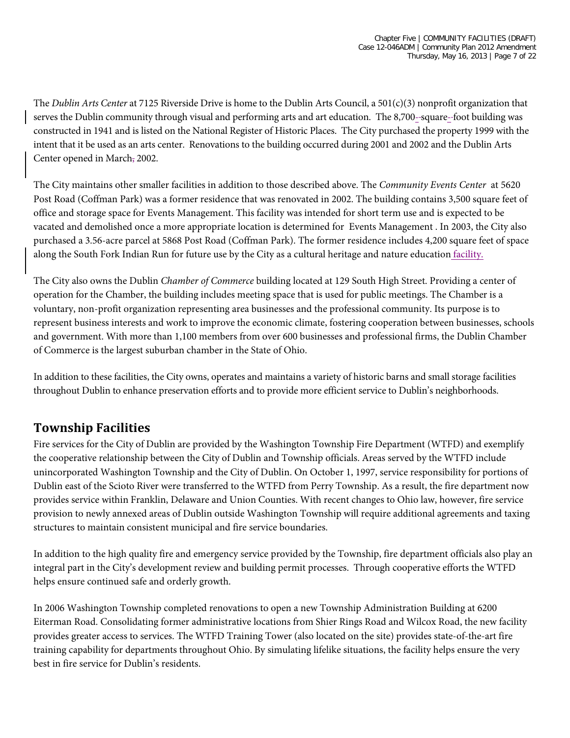The *Dublin Arts Center* at 7125 Riverside Drive is home to the Dublin Arts Council, a 501(c)(3) nonprofit organization that serves the Dublin community through visual and performing arts and art education. The 8,700-square-foot building was constructed in 1941 and is listed on the National Register of Historic Places. The City purchased the property 1999 with the intent that it be used as an arts center. Renovations to the building occurred during 2001 and 2002 and the Dublin Arts Center opened in March 2002.

The City maintains other smaller facilities in addition to those described above. The *Community Events Center* at 5620 Post Road (Coffman Park) was a former residence that was renovated in 2002. The building contains 3,500 square feet of office and storage space for Events Management. This facility was intended for short term use and is expected to be vacated and demolished once a more appropriate location is determined for Events Management . In 2003, the City also purchased a 3.56-acre parcel at 5868 Post Road (Coffman Park). The former residence includes 4,200 square feet of space along the South Fork Indian Run for future use by the City as a cultural heritage and nature education facility.

The City also owns the Dublin *Chamber of Commerce* building located at 129 South High Street. Providing a center of operation for the Chamber, the building includes meeting space that is used for public meetings. The Chamber is a voluntary, non-profit organization representing area businesses and the professional community. Its purpose is to represent business interests and work to improve the economic climate, fostering cooperation between businesses, schools and government. With more than 1,100 members from over 600 businesses and professional firms, the Dublin Chamber of Commerce is the largest suburban chamber in the State of Ohio.

In addition to these facilities, the City owns, operates and maintains a variety of historic barns and small storage facilities throughout Dublin to enhance preservation efforts and to provide more efficient service to Dublin's neighborhoods.

## Township Facilities

Fire services for the City of Dublin are provided by the Washington Township Fire Department (WTFD) and exemplify the cooperative relationship between the City of Dublin and Township officials. Areas served by the WTFD include unincorporated Washington Township and the City of Dublin. On October 1, 1997, service responsibility for portions of Dublin east of the Scioto River were transferred to the WTFD from Perry Township. As a result, the fire department now provides service within Franklin, Delaware and Union Counties. With recent changes to Ohio law, however, fire service provision to newly annexed areas of Dublin outside Washington Township will require additional agreements and taxing structures to maintain consistent municipal and fire service boundaries.

In addition to the high quality fire and emergency service provided by the Township, fire department officials also play an integral part in the City's development review and building permit processes. Through cooperative efforts the WTFD helps ensure continued safe and orderly growth.

In 2006 Washington Township completed renovations to open a new Township Administration Building at 6200 Eiterman Road. Consolidating former administrative locations from Shier Rings Road and Wilcox Road, the new facility provides greater access to services. The WTFD Training Tower (also located on the site) provides state-of-the-art fire training capability for departments throughout Ohio. By simulating lifelike situations, the facility helps ensure the very best in fire service for Dublin's residents.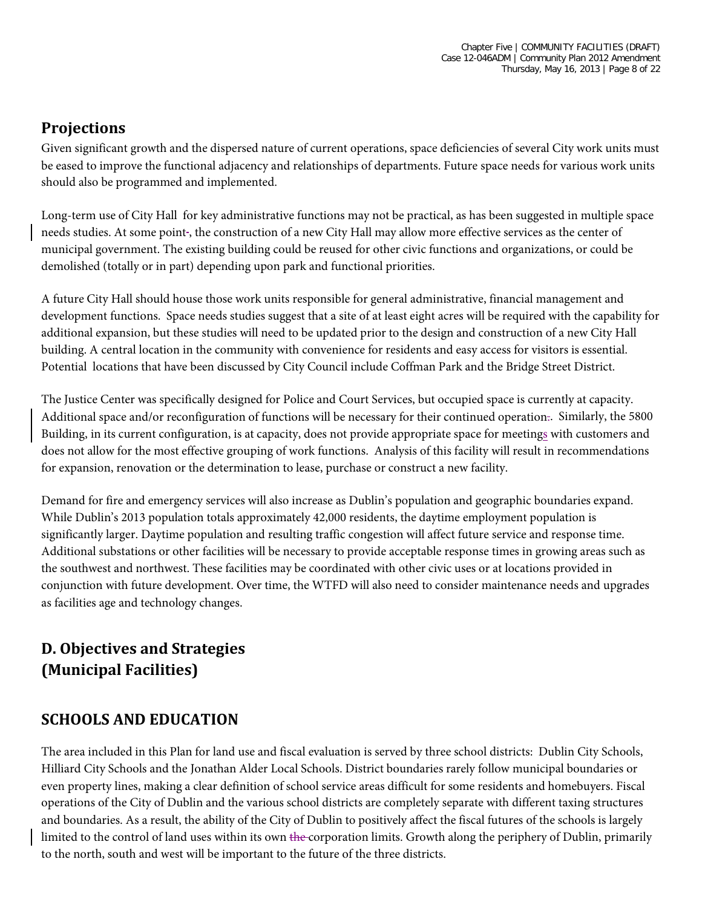## Projections

Given significant growth and the dispersed nature of current operations, space deficiencies of several City work units must be eased to improve the functional adjacency and relationships of departments. Future space needs for various work units should also be programmed and implemented.

Long-term use of City Hall for key administrative functions may not be practical, as has been suggested in multiple space needs studies. At some point, the construction of a new City Hall may allow more effective services as the center of municipal government. The existing building could be reused for other civic functions and organizations, or could be demolished (totally or in part) depending upon park and functional priorities.

A future City Hall should house those work units responsible for general administrative, financial management and development functions. Space needs studies suggest that a site of at least eight acres will be required with the capability for additional expansion, but these studies will need to be updated prior to the design and construction of a new City Hall building. A central location in the community with convenience for residents and easy access for visitors is essential. Potential locations that have been discussed by City Council include Coffman Park and the Bridge Street District.

The Justice Center was specifically designed for Police and Court Services, but occupied space is currently at capacity. Additional space and/or reconfiguration of functions will be necessary for their continued operation. Similarly, the 5800 Building, in its current configuration, is at capacity, does not provide appropriate space for meetings with customers and does not allow for the most effective grouping of work functions. Analysis of this facility will result in recommendations for expansion, renovation or the determination to lease, purchase or construct a new facility.

Demand for fire and emergency services will also increase as Dublin's population and geographic boundaries expand. While Dublin's 2013 population totals approximately 42,000 residents, the daytime employment population is significantly larger. Daytime population and resulting traffic congestion will affect future service and response time. Additional substations or other facilities will be necessary to provide acceptable response times in growing areas such as the southwest and northwest. These facilities may be coordinated with other civic uses or at locations provided in conjunction with future development. Over time, the WTFD will also need to consider maintenance needs and upgrades as facilities age and technology changes.

## D. Objectives and Strategies (Municipal Facilities)

## SCHOOLS AND EDUCATION

The area included in this Plan for land use and fiscal evaluation is served by three school districts: Dublin City Schools, Hilliard City Schools and the Jonathan Alder Local Schools. District boundaries rarely follow municipal boundaries or even property lines, making a clear definition of school service areas difficult for some residents and homebuyers. Fiscal operations of the City of Dublin and the various school districts are completely separate with different taxing structures and boundaries. As a result, the ability of the City of Dublin to positively affect the fiscal futures of the schools is largely limited to the control of land uses within its own corporation limits. Growth along the periphery of Dublin, primarily to the north, south and west will be important to the future of the three districts.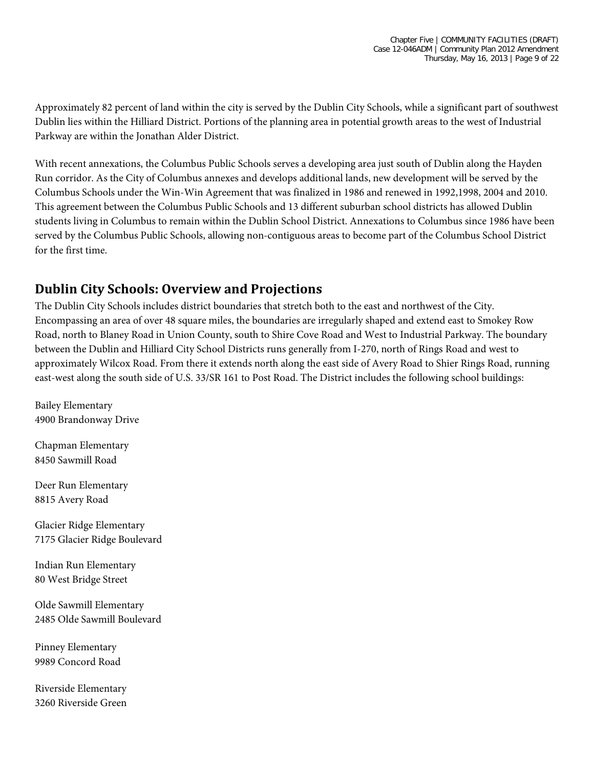Approximately 82 percent of land within the city is served by the Dublin City Schools, while a significant part of southwest Dublin lies within the Hilliard District. Portions of the planning area in potential growth areas to the west of Industrial Parkway are within the Jonathan Alder District.

With recent annexations, the Columbus Public Schools serves a developing area just south of Dublin along the Hayden Run corridor. As the City of Columbus annexes and develops additional lands, new development will be served by the Columbus Schools under the Win-Win Agreement that was finalized in 1986 and renewed in 1992,1998, 2004 and 2010. This agreement between the Columbus Public Schools and 13 different suburban school districts has allowed Dublin students living in Columbus to remain within the Dublin School District. Annexations to Columbus since 1986 have been served by the Columbus Public Schools, allowing non-contiguous areas to become part of the Columbus School District for the first time.

## Dublin City Schools: Overview and Projections

The Dublin City Schools includes district boundaries that stretch both to the east and northwest of the City. Encompassing an area of over 48 square miles, the boundaries are irregularly shaped and extend east to Smokey Row Road, north to Blaney Road in Union County, south to Shire Cove Road and West to Industrial Parkway. The boundary between the Dublin and Hilliard City School Districts runs generally from I-270, north of Rings Road and west to approximately Wilcox Road. From there it extends north along the east side of Avery Road to Shier Rings Road, running east-west along the south side of U.S. 33/SR 161 to Post Road. The District includes the following school buildings:

Bailey Elementary
4900 Brandonway Drive

Chapman Elementary
8450 Sawmill Road

Deer Run Elementary
8815 Avery Road

Glacier Ridge Elementary
7175 Glacier Ridge Boulevard

Indian Run Elementary
80 West Bridge Street

Olde Sawmill Elementary
2485 Olde Sawmill Boulevard

Pinney Elementary
9989 Concord Road

Riverside Elementary
3260 Riverside Green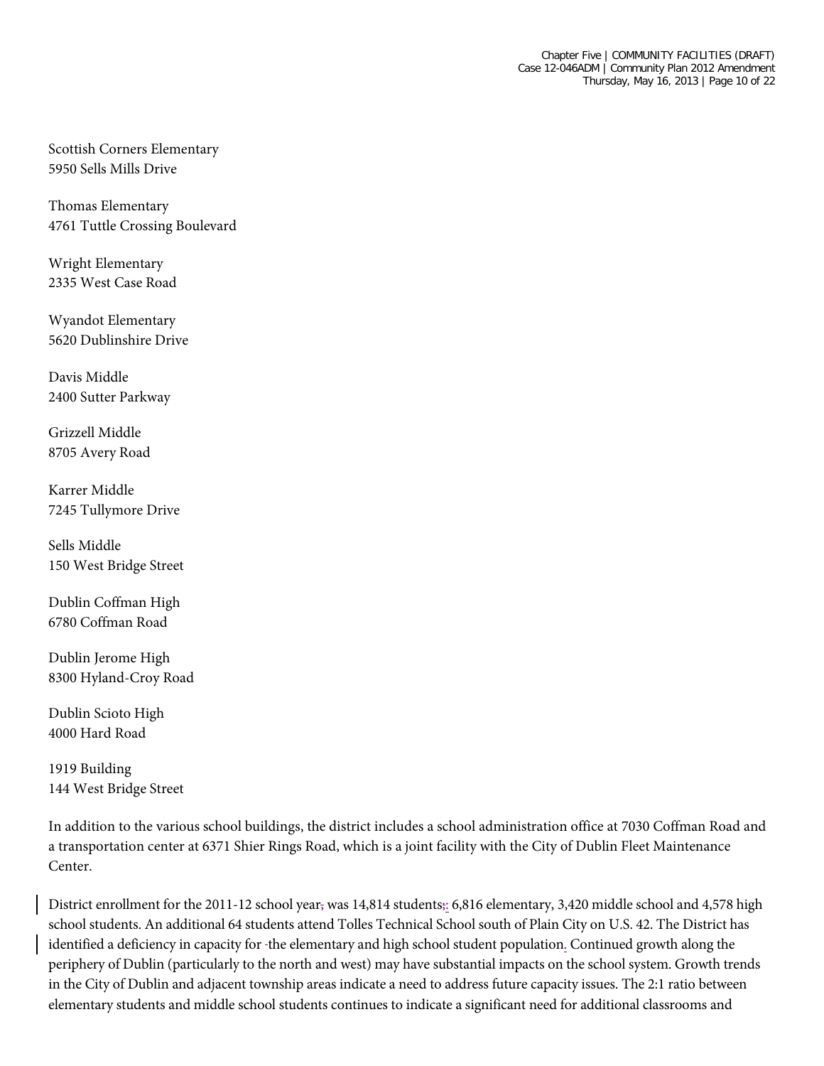Scottish Corners Elementary
5950 Sells Mills Drive

Thomas Elementary
4761 Tuttle Crossing Boulevard

Wright Elementary
2335 West Case Road

Wyandot Elementary
5620 Dublinshire Drive

Davis Middle
2400 Sutter Parkway

Grizzell Middle
8705 Avery Road

Karrer Middle
7245 Tullymore Drive

Sells Middle
150 West Bridge Street

Dublin Coffman High
6780 Coffman Road

Dublin Jerome High
8300 Hyland-Croy Road

Dublin Scioto High
4000 Hard Road

1919 Building
144 West Bridge Street

In addition to the various school buildings, the district includes a school administration office at 7030 Coffman Road and a transportation center at 6371 Shier Rings Road, which is a joint facility with the City of Dublin Fleet Maintenance Center.

District enrollment for the 2011-12 school year was 14,814 students: 6,816 elementary, 3,420 middle school and 4,578 high school students. An additional 64 students attend Tolles Technical School south of Plain City on U.S. 42. The District has identified a deficiency in capacity for the elementary and high school student population. Continued growth along the periphery of Dublin (particularly to the north and west) may have substantial impacts on the school system. Growth trends in the City of Dublin and adjacent township areas indicate a need to address future capacity issues. The 2:1 ratio between elementary students and middle school students continues to indicate a significant need for additional classrooms and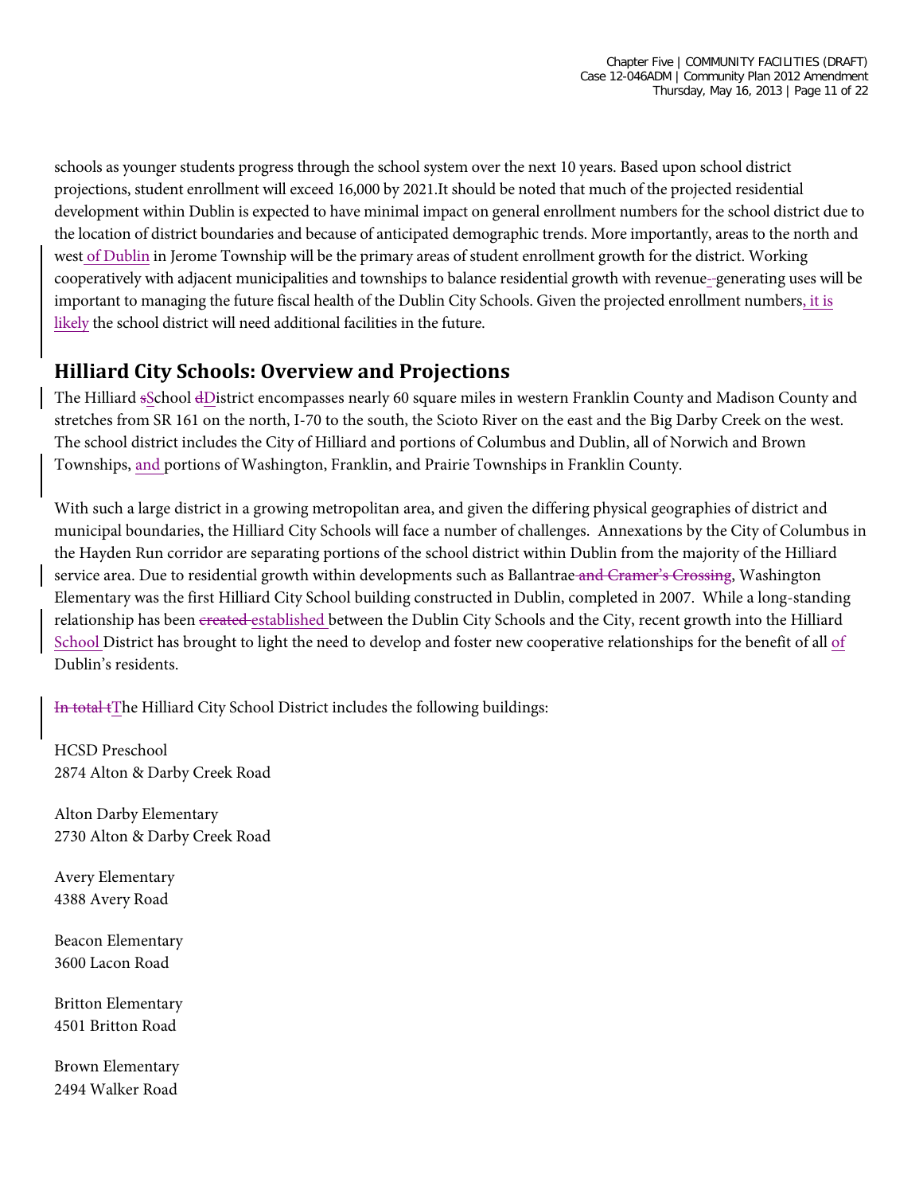schools as younger students progress through the school system over the next 10 years. Based upon school district projections, student enrollment will exceed 16,000 by 2021.It should be noted that much of the projected residential development within Dublin is expected to have minimal impact on general enrollment numbers for the school district due to the location of district boundaries and because of anticipated demographic trends. More importantly, areas to the north and west of Dublin in Jerome Township will be the primary areas of student enrollment growth for the district. Working cooperatively with adjacent municipalities and townships to balance residential growth with revenue-~~-~~generating uses will be important to managing the future fiscal health of the Dublin City Schools. Given the projected enrollment numbers, it is likely the school district will need additional facilities in the future.

## Hilliard City Schools: Overview and Projections

The Hilliard ~~s~~School ~~d~~District encompasses nearly 60 square miles in western Franklin County and Madison County and stretches from SR 161 on the north, I-70 to the south, the Scioto River on the east and the Big Darby Creek on the west. The school district includes the City of Hilliard and portions of Columbus and Dublin, all of Norwich and Brown Townships, and portions of Washington, Franklin, and Prairie Townships in Franklin County.

With such a large district in a growing metropolitan area, and given the differing physical geographies of district and municipal boundaries, the Hilliard City Schools will face a number of challenges. Annexations by the City of Columbus in the Hayden Run corridor are separating portions of the school district within Dublin from the majority of the Hilliard service area. Due to residential growth within developments such as Ballantrae ~~and Cramer's Crossing~~, Washington Elementary was the first Hilliard City School building constructed in Dublin, completed in 2007. While a long-standing relationship has been ~~created~~ established between the Dublin City Schools and the City, recent growth into the Hilliard School District has brought to light the need to develop and foster new cooperative relationships for the benefit of all of Dublin's residents.

~~In total t~~The Hilliard City School District includes the following buildings:

HCSD Preschool
2874 Alton & Darby Creek Road

Alton Darby Elementary
2730 Alton & Darby Creek Road

Avery Elementary
4388 Avery Road

Beacon Elementary
3600 Lacon Road

Britton Elementary
4501 Britton Road

Brown Elementary
2494 Walker Road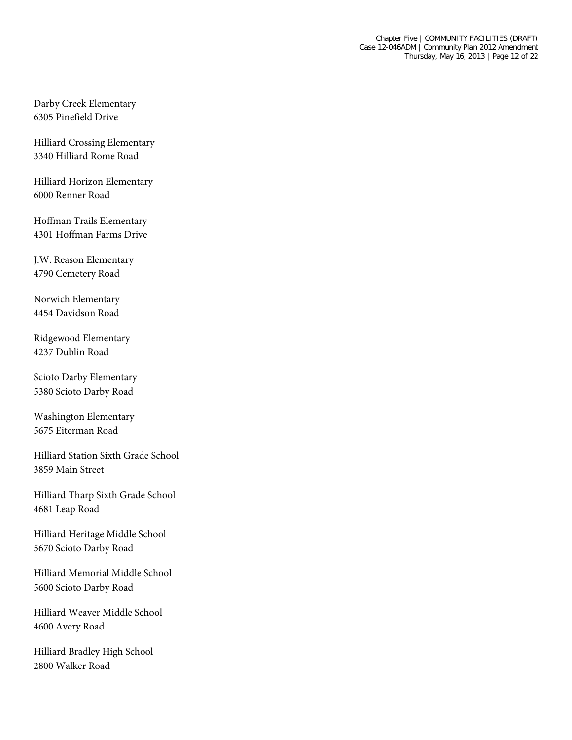Darby Creek Elementary
6305 Pinefield Drive

Hilliard Crossing Elementary
3340 Hilliard Rome Road

Hilliard Horizon Elementary
6000 Renner Road

Hoffman Trails Elementary
4301 Hoffman Farms Drive

J.W. Reason Elementary
4790 Cemetery Road

Norwich Elementary
4454 Davidson Road

Ridgewood Elementary
4237 Dublin Road

Scioto Darby Elementary
5380 Scioto Darby Road

Washington Elementary
5675 Eiterman Road

Hilliard Station Sixth Grade School
3859 Main Street

Hilliard Tharp Sixth Grade School
4681 Leap Road

Hilliard Heritage Middle School
5670 Scioto Darby Road

Hilliard Memorial Middle School
5600 Scioto Darby Road

Hilliard Weaver Middle School
4600 Avery Road

Hilliard Bradley High School
2800 Walker Road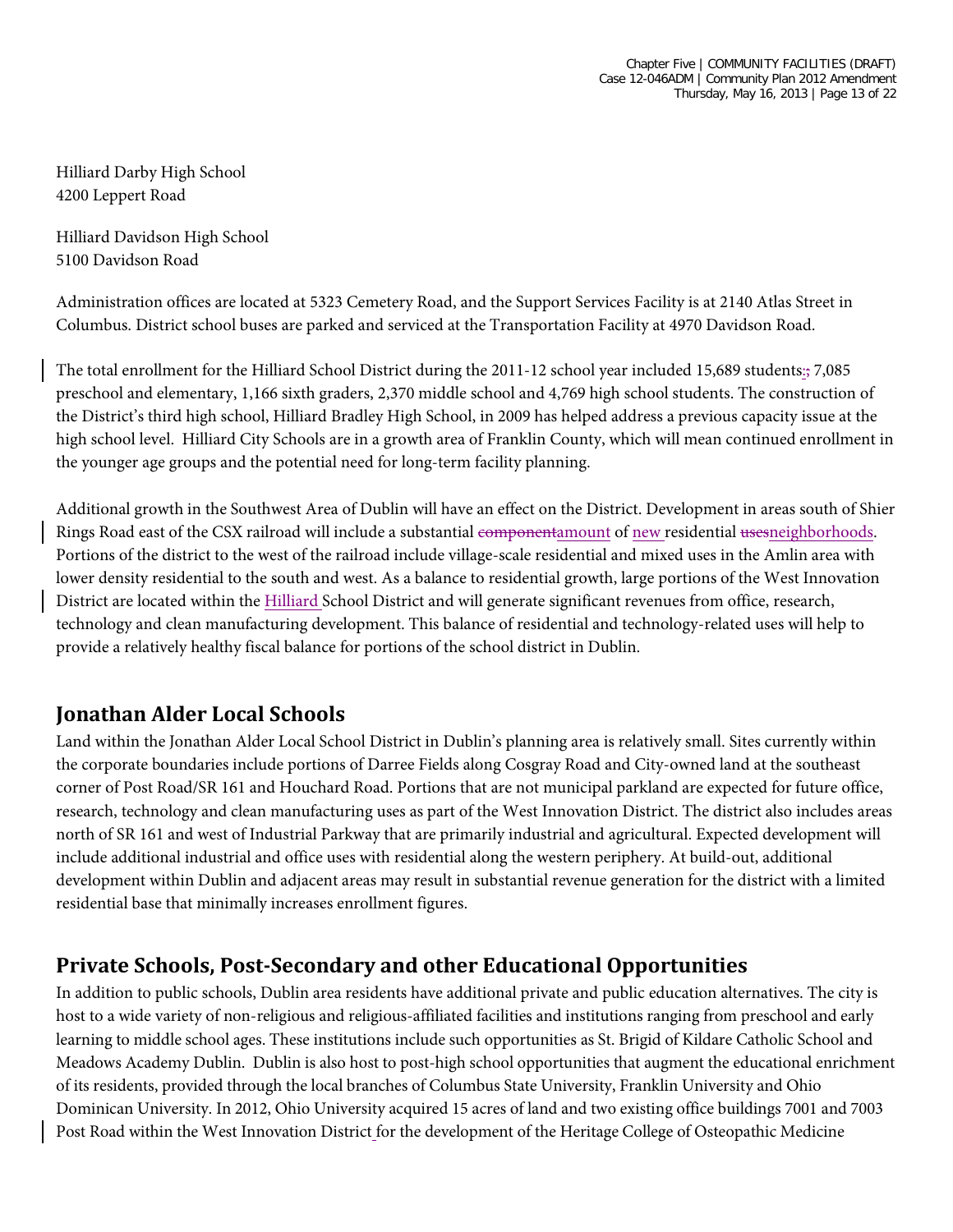Hilliard Darby High School
4200 Leppert Road

Hilliard Davidson High School
5100 Davidson Road

Administration offices are located at 5323 Cemetery Road, and the Support Services Facility is at 2140 Atlas Street in Columbus. District school buses are parked and serviced at the Transportation Facility at 4970 Davidson Road.

The total enrollment for the Hilliard School District during the 2011-12 school year included 15,689 students:~~;~~ 7,085 preschool and elementary, 1,166 sixth graders, 2,370 middle school and 4,769 high school students. The construction of the District's third high school, Hilliard Bradley High School, in 2009 has helped address a previous capacity issue at the high school level. Hilliard City Schools are in a growth area of Franklin County, which will mean continued enrollment in the younger age groups and the potential need for long-term facility planning.

Additional growth in the Southwest Area of Dublin will have an effect on the District. Development in areas south of Shier Rings Road east of the CSX railroad will include a substantial ~~component~~amount of new residential ~~uses~~neighborhoods. Portions of the district to the west of the railroad include village-scale residential and mixed uses in the Amlin area with lower density residential to the south and west. As a balance to residential growth, large portions of the West Innovation District are located within the Hilliard School District and will generate significant revenues from office, research, technology and clean manufacturing development. This balance of residential and technology-related uses will help to provide a relatively healthy fiscal balance for portions of the school district in Dublin.

## Jonathan Alder Local Schools

Land within the Jonathan Alder Local School District in Dublin's planning area is relatively small. Sites currently within the corporate boundaries include portions of Darree Fields along Cosgray Road and City-owned land at the southeast corner of Post Road/SR 161 and Houchard Road. Portions that are not municipal parkland are expected for future office, research, technology and clean manufacturing uses as part of the West Innovation District. The district also includes areas north of SR 161 and west of Industrial Parkway that are primarily industrial and agricultural. Expected development will include additional industrial and office uses with residential along the western periphery. At build-out, additional development within Dublin and adjacent areas may result in substantial revenue generation for the district with a limited residential base that minimally increases enrollment figures.

## Private Schools, Post-Secondary and other Educational Opportunities

In addition to public schools, Dublin area residents have additional private and public education alternatives. The city is host to a wide variety of non-religious and religious-affiliated facilities and institutions ranging from preschool and early learning to middle school ages. These institutions include such opportunities as St. Brigid of Kildare Catholic School and Meadows Academy Dublin. Dublin is also host to post-high school opportunities that augment the educational enrichment of its residents, provided through the local branches of Columbus State University, Franklin University and Ohio Dominican University. In 2012, Ohio University acquired 15 acres of land and two existing office buildings 7001 and 7003 Post Road within the West Innovation District for the development of the Heritage College of Osteopathic Medicine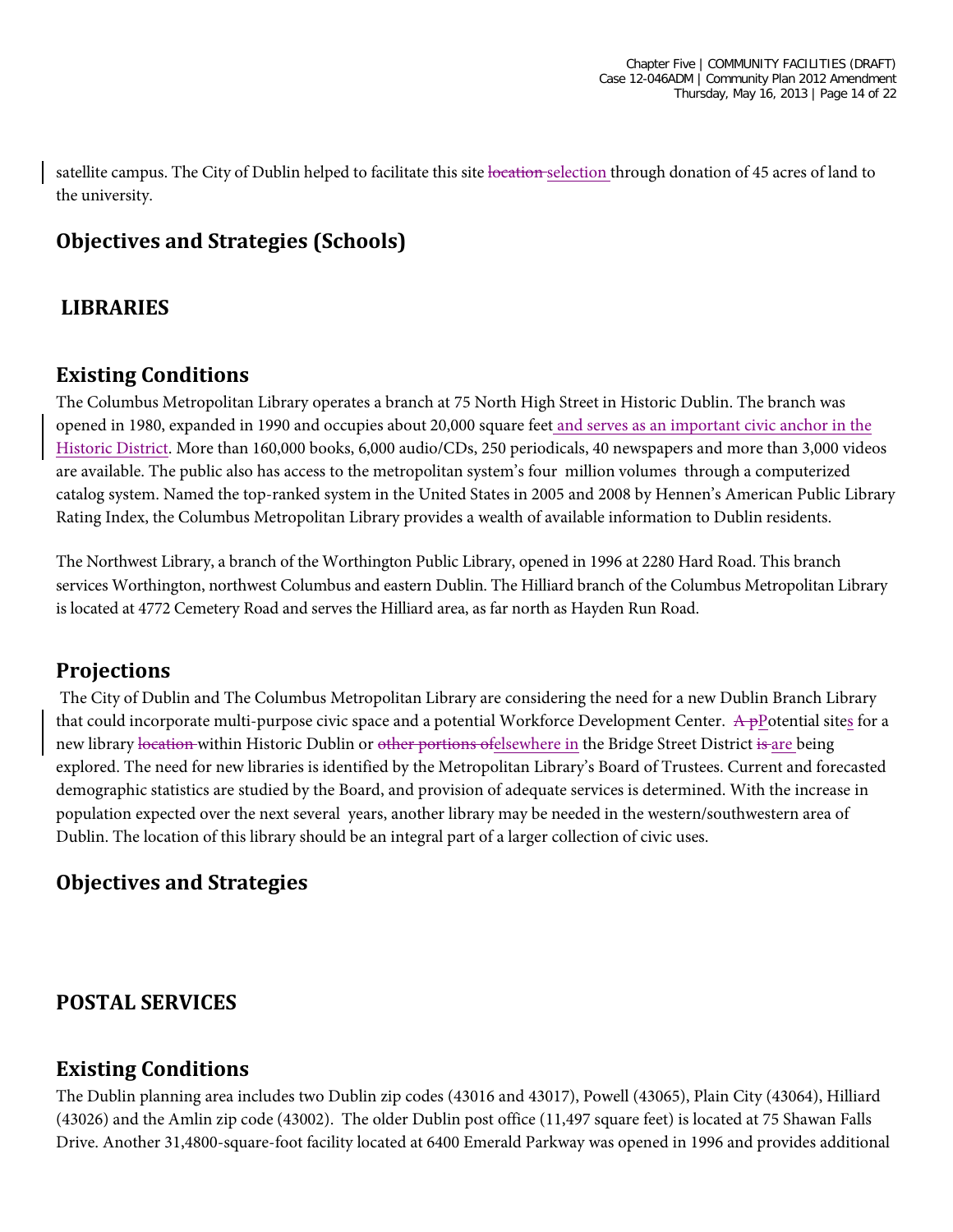satellite campus. The City of Dublin helped to facilitate this site ~~location~~ selection through donation of 45 acres of land to the university.

## Objectives and Strategies (Schools)

## LIBRARIES

## Existing Conditions

The Columbus Metropolitan Library operates a branch at 75 North High Street in Historic Dublin. The branch was opened in 1980, expanded in 1990 and occupies about 20,000 square feet and serves as an important civic anchor in the Historic District. More than 160,000 books, 6,000 audio/CDs, 250 periodicals, 40 newspapers and more than 3,000 videos are available. The public also has access to the metropolitan system's four million volumes through a computerized catalog system. Named the top-ranked system in the United States in 2005 and 2008 by Hennen's American Public Library Rating Index, the Columbus Metropolitan Library provides a wealth of available information to Dublin residents.

The Northwest Library, a branch of the Worthington Public Library, opened in 1996 at 2280 Hard Road. This branch services Worthington, northwest Columbus and eastern Dublin. The Hilliard branch of the Columbus Metropolitan Library is located at 4772 Cemetery Road and serves the Hilliard area, as far north as Hayden Run Road.

## Projections

The City of Dublin and The Columbus Metropolitan Library are considering the need for a new Dublin Branch Library that could incorporate multi-purpose civic space and a potential Workforce Development Center. ~~A p~~Potential sites for a new library ~~location~~ within Historic Dublin or ~~other portions of~~elsewhere in the Bridge Street District ~~is~~ are being explored. The need for new libraries is identified by the Metropolitan Library's Board of Trustees. Current and forecasted demographic statistics are studied by the Board, and provision of adequate services is determined. With the increase in population expected over the next several years, another library may be needed in the western/southwestern area of Dublin. The location of this library should be an integral part of a larger collection of civic uses.

## Objectives and Strategies

## POSTAL SERVICES

## Existing Conditions

The Dublin planning area includes two Dublin zip codes (43016 and 43017), Powell (43065), Plain City (43064), Hilliard (43026) and the Amlin zip code (43002). The older Dublin post office (11,497 square feet) is located at 75 Shawan Falls Drive. Another 31,4800-square-foot facility located at 6400 Emerald Parkway was opened in 1996 and provides additional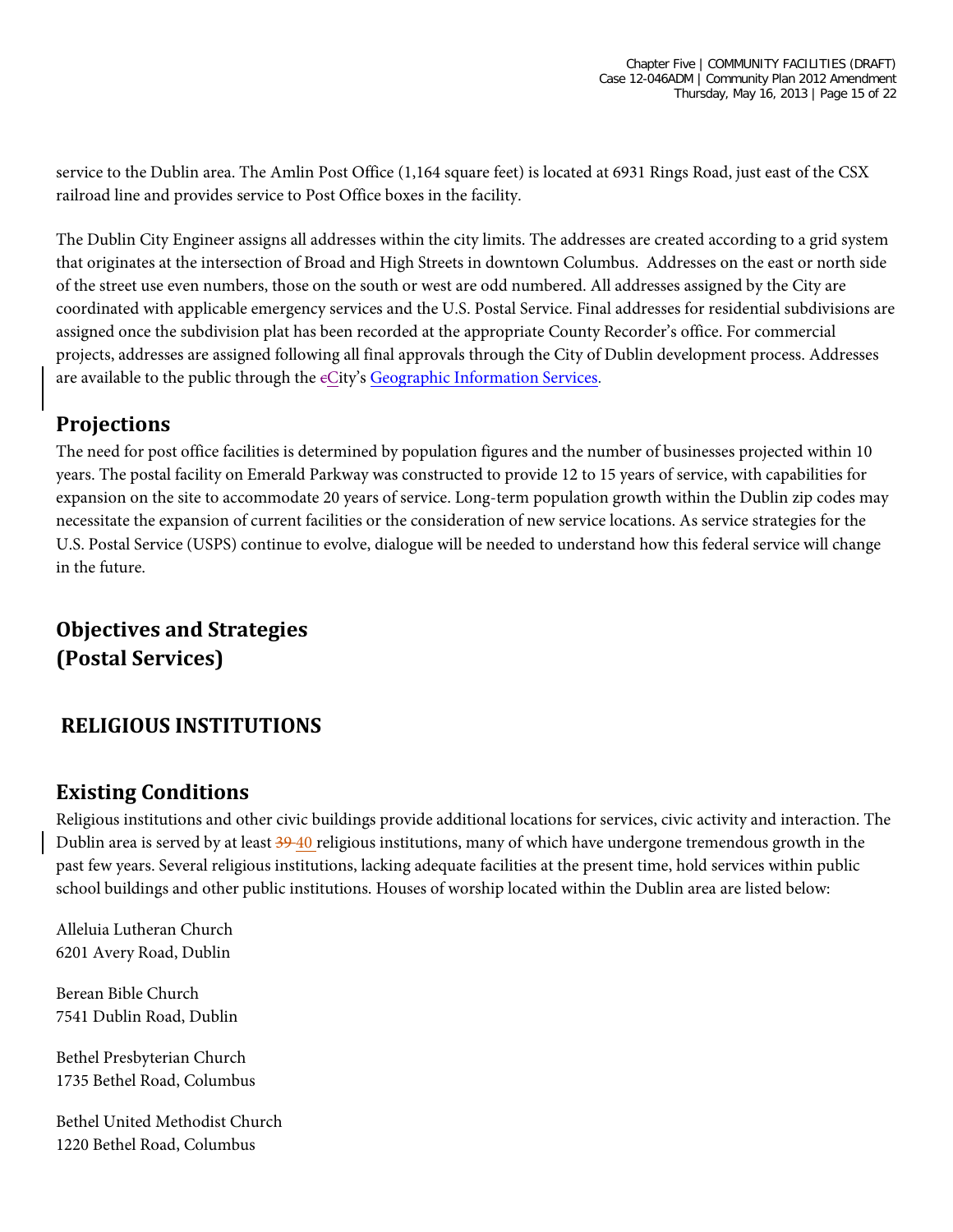service to the Dublin area. The Amlin Post Office (1,164 square feet) is located at 6931 Rings Road, just east of the CSX railroad line and provides service to Post Office boxes in the facility.

The Dublin City Engineer assigns all addresses within the city limits. The addresses are created according to a grid system that originates at the intersection of Broad and High Streets in downtown Columbus. Addresses on the east or north side of the street use even numbers, those on the south or west are odd numbered. All addresses assigned by the City are coordinated with applicable emergency services and the U.S. Postal Service. Final addresses for residential subdivisions are assigned once the subdivision plat has been recorded at the appropriate County Recorder's office. For commercial projects, addresses are assigned following all final approvals through the City of Dublin development process. Addresses are available to the public through the ~~c~~City's Geographic Information Services.

## Projections

The need for post office facilities is determined by population figures and the number of businesses projected within 10 years. The postal facility on Emerald Parkway was constructed to provide 12 to 15 years of service, with capabilities for expansion on the site to accommodate 20 years of service. Long-term population growth within the Dublin zip codes may necessitate the expansion of current facilities or the consideration of new service locations. As service strategies for the U.S. Postal Service (USPS) continue to evolve, dialogue will be needed to understand how this federal service will change in the future.

## Objectives and Strategies (Postal Services)

# RELIGIOUS INSTITUTIONS

## Existing Conditions

Religious institutions and other civic buildings provide additional locations for services, civic activity and interaction. The Dublin area is served by at least ~~39~~ 40 religious institutions, many of which have undergone tremendous growth in the past few years. Several religious institutions, lacking adequate facilities at the present time, hold services within public school buildings and other public institutions. Houses of worship located within the Dublin area are listed below:

Alleluia Lutheran Church
6201 Avery Road, Dublin

Berean Bible Church
7541 Dublin Road, Dublin

Bethel Presbyterian Church
1735 Bethel Road, Columbus

Bethel United Methodist Church
1220 Bethel Road, Columbus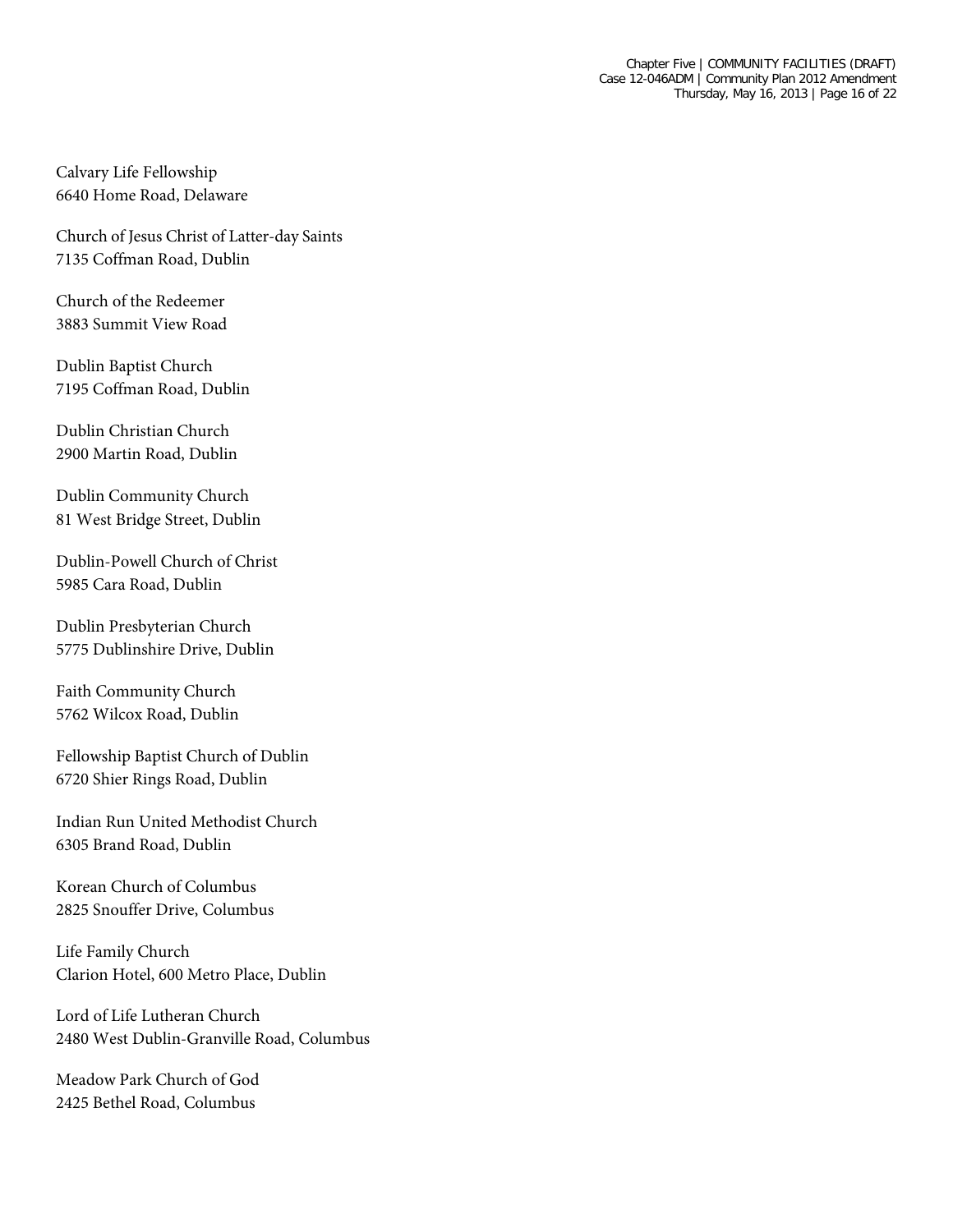Calvary Life Fellowship
6640 Home Road, Delaware

Church of Jesus Christ of Latter-day Saints
7135 Coffman Road, Dublin

Church of the Redeemer
3883 Summit View Road

Dublin Baptist Church
7195 Coffman Road, Dublin

Dublin Christian Church
2900 Martin Road, Dublin

Dublin Community Church
81 West Bridge Street, Dublin

Dublin-Powell Church of Christ
5985 Cara Road, Dublin

Dublin Presbyterian Church
5775 Dublinshire Drive, Dublin

Faith Community Church
5762 Wilcox Road, Dublin

Fellowship Baptist Church of Dublin
6720 Shier Rings Road, Dublin

Indian Run United Methodist Church
6305 Brand Road, Dublin

Korean Church of Columbus
2825 Snouffer Drive, Columbus

Life Family Church
Clarion Hotel, 600 Metro Place, Dublin

Lord of Life Lutheran Church
2480 West Dublin-Granville Road, Columbus

Meadow Park Church of God
2425 Bethel Road, Columbus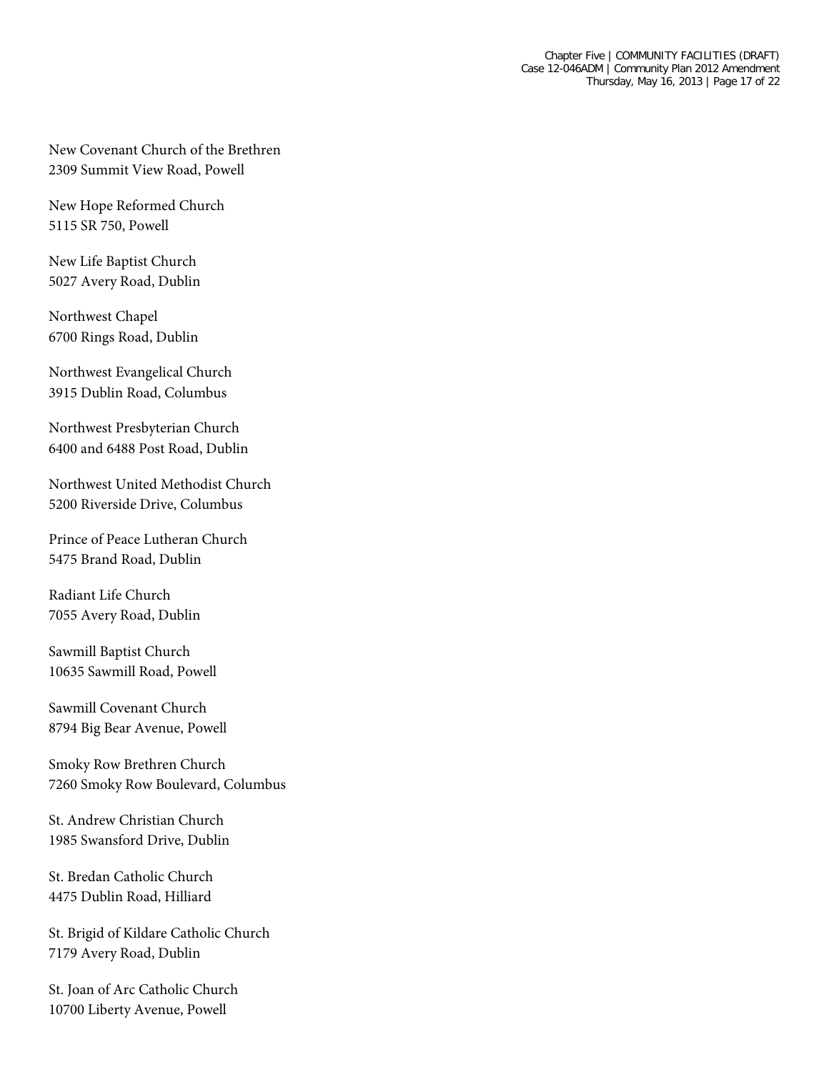New Covenant Church of the Brethren
2309 Summit View Road, Powell

New Hope Reformed Church
5115 SR 750, Powell

New Life Baptist Church
5027 Avery Road, Dublin

Northwest Chapel
6700 Rings Road, Dublin

Northwest Evangelical Church
3915 Dublin Road, Columbus

Northwest Presbyterian Church
6400 and 6488 Post Road, Dublin

Northwest United Methodist Church
5200 Riverside Drive, Columbus

Prince of Peace Lutheran Church
5475 Brand Road, Dublin

Radiant Life Church
7055 Avery Road, Dublin

Sawmill Baptist Church
10635 Sawmill Road, Powell

Sawmill Covenant Church
8794 Big Bear Avenue, Powell

Smoky Row Brethren Church
7260 Smoky Row Boulevard, Columbus

St. Andrew Christian Church
1985 Swansford Drive, Dublin

St. Bredan Catholic Church
4475 Dublin Road, Hilliard

St. Brigid of Kildare Catholic Church
7179 Avery Road, Dublin

St. Joan of Arc Catholic Church
10700 Liberty Avenue, Powell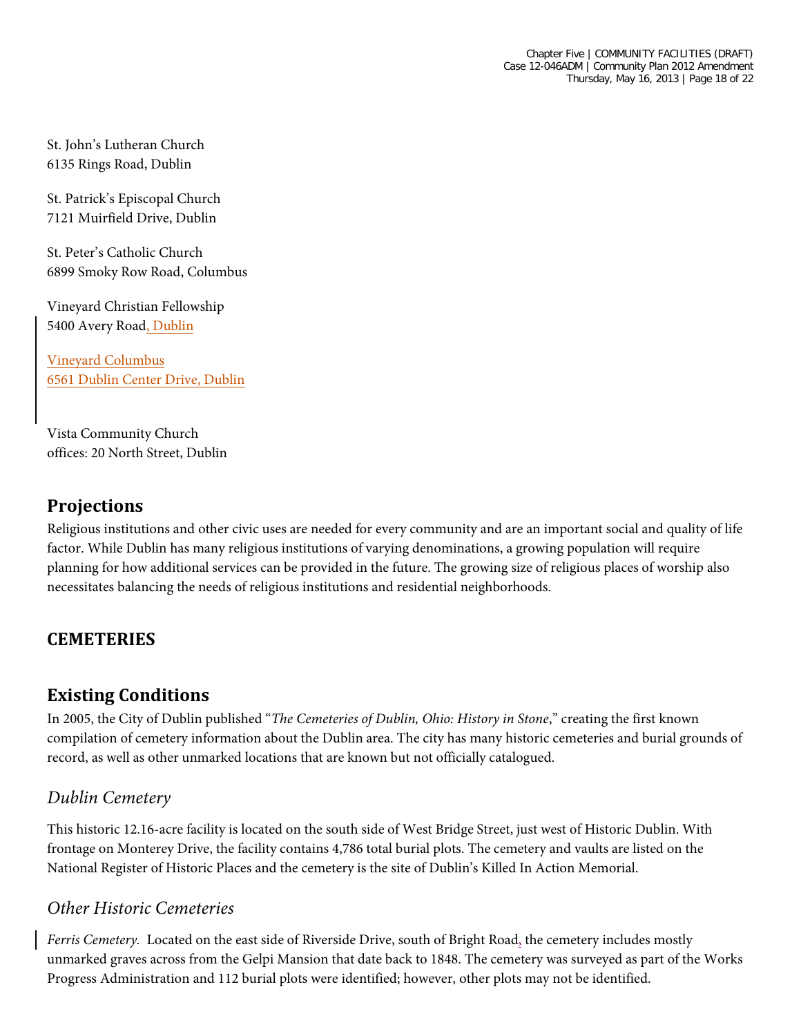St. John's Lutheran Church
6135 Rings Road, Dublin

St. Patrick's Episcopal Church
7121 Muirfield Drive, Dublin

St. Peter's Catholic Church
6899 Smoky Row Road, Columbus

Vineyard Christian Fellowship
5400 Avery Road, Dublin

Vineyard Columbus
6561 Dublin Center Drive, Dublin

Vista Community Church
offices: 20 North Street, Dublin

## Projections

Religious institutions and other civic uses are needed for every community and are an important social and quality of life factor. While Dublin has many religious institutions of varying denominations, a growing population will require planning for how additional services can be provided in the future. The growing size of religious places of worship also necessitates balancing the needs of religious institutions and residential neighborhoods.

## CEMETERIES

## Existing Conditions

In 2005, the City of Dublin published "*The Cemeteries of Dublin, Ohio: History in Stone*," creating the first known compilation of cemetery information about the Dublin area. The city has many historic cemeteries and burial grounds of record, as well as other unmarked locations that are known but not officially catalogued.

### *Dublin Cemetery*

This historic 12.16-acre facility is located on the south side of West Bridge Street, just west of Historic Dublin. With frontage on Monterey Drive, the facility contains 4,786 total burial plots. The cemetery and vaults are listed on the National Register of Historic Places and the cemetery is the site of Dublin's Killed In Action Memorial.

### *Other Historic Cemeteries*

*Ferris Cemetery.* Located on the east side of Riverside Drive, south of Bright Road, the cemetery includes mostly unmarked graves across from the Gelpi Mansion that date back to 1848. The cemetery was surveyed as part of the Works Progress Administration and 112 burial plots were identified; however, other plots may not be identified.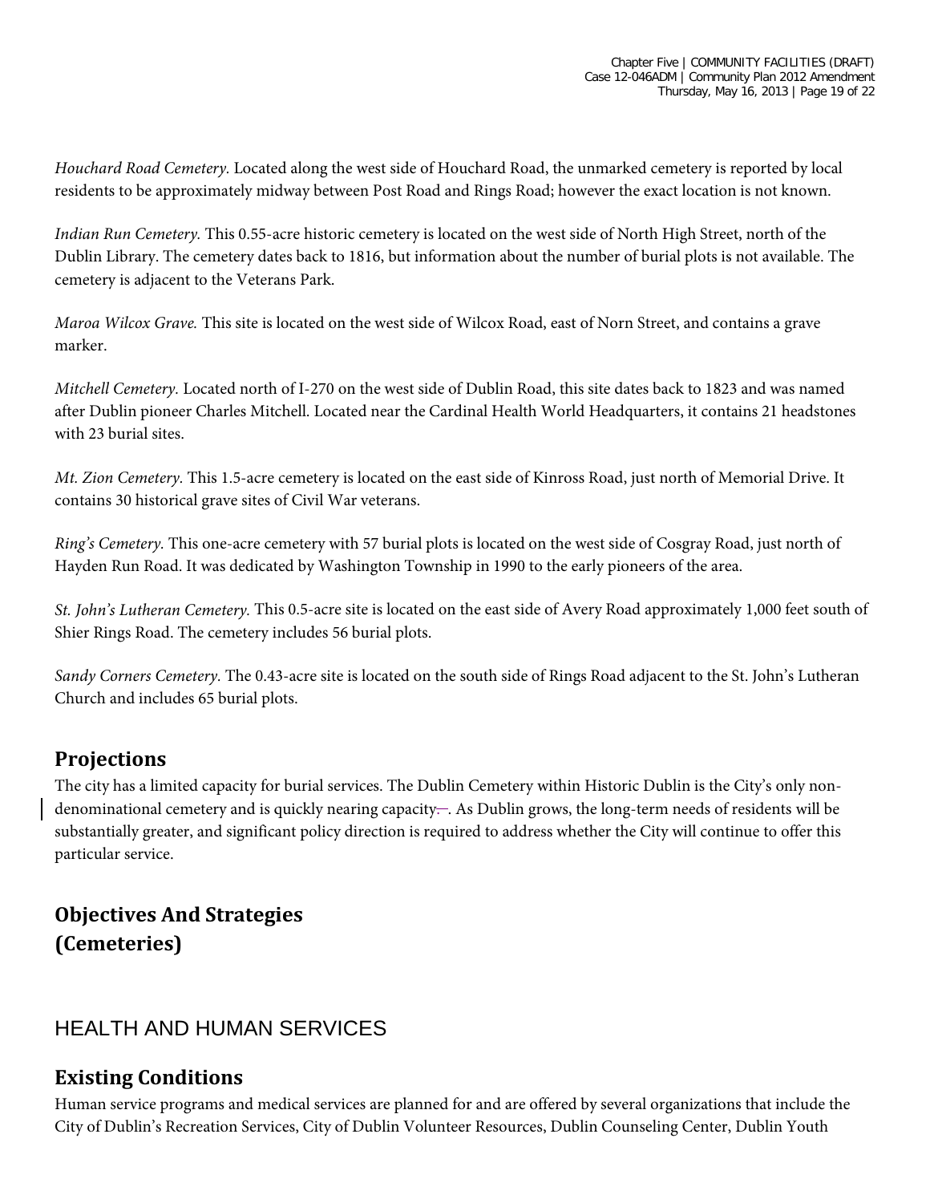*Houchard Road Cemetery.* Located along the west side of Houchard Road, the unmarked cemetery is reported by local residents to be approximately midway between Post Road and Rings Road; however the exact location is not known.

*Indian Run Cemetery.* This 0.55-acre historic cemetery is located on the west side of North High Street, north of the Dublin Library. The cemetery dates back to 1816, but information about the number of burial plots is not available. The cemetery is adjacent to the Veterans Park.

*Maroa Wilcox Grave.* This site is located on the west side of Wilcox Road, east of Norn Street, and contains a grave marker.

*Mitchell Cemetery.* Located north of I-270 on the west side of Dublin Road, this site dates back to 1823 and was named after Dublin pioneer Charles Mitchell. Located near the Cardinal Health World Headquarters, it contains 21 headstones with 23 burial sites.

*Mt. Zion Cemetery.* This 1.5-acre cemetery is located on the east side of Kinross Road, just north of Memorial Drive. It contains 30 historical grave sites of Civil War veterans.

*Ring's Cemetery.* This one-acre cemetery with 57 burial plots is located on the west side of Cosgray Road, just north of Hayden Run Road. It was dedicated by Washington Township in 1990 to the early pioneers of the area.

*St. John's Lutheran Cemetery.* This 0.5-acre site is located on the east side of Avery Road approximately 1,000 feet south of Shier Rings Road. The cemetery includes 56 burial plots.

*Sandy Corners Cemetery.* The 0.43-acre site is located on the south side of Rings Road adjacent to the St. John's Lutheran Church and includes 65 burial plots.

## Projections

The city has a limited capacity for burial services. The Dublin Cemetery within Historic Dublin is the City's only non-denominational cemetery and is quickly nearing capacity. As Dublin grows, the long-term needs of residents will be substantially greater, and significant policy direction is required to address whether the City will continue to offer this particular service.

## Objectives And Strategies (Cemeteries)

# HEALTH AND HUMAN SERVICES

## Existing Conditions

Human service programs and medical services are planned for and are offered by several organizations that include the City of Dublin's Recreation Services, City of Dublin Volunteer Resources, Dublin Counseling Center, Dublin Youth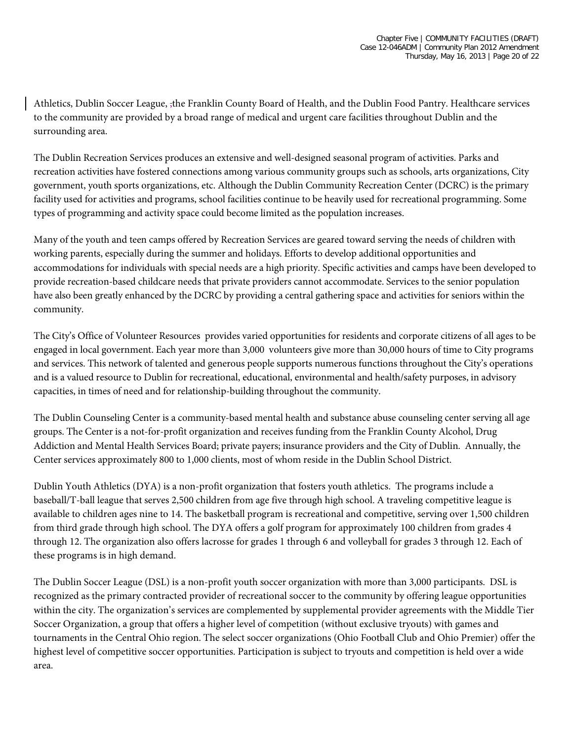Athletics, Dublin Soccer League, ;the Franklin County Board of Health, and the Dublin Food Pantry. Healthcare services to the community are provided by a broad range of medical and urgent care facilities throughout Dublin and the surrounding area.

The Dublin Recreation Services produces an extensive and well-designed seasonal program of activities. Parks and recreation activities have fostered connections among various community groups such as schools, arts organizations, City government, youth sports organizations, etc. Although the Dublin Community Recreation Center (DCRC) is the primary facility used for activities and programs, school facilities continue to be heavily used for recreational programming. Some types of programming and activity space could become limited as the population increases.

Many of the youth and teen camps offered by Recreation Services are geared toward serving the needs of children with working parents, especially during the summer and holidays. Efforts to develop additional opportunities and accommodations for individuals with special needs are a high priority. Specific activities and camps have been developed to provide recreation-based childcare needs that private providers cannot accommodate. Services to the senior population have also been greatly enhanced by the DCRC by providing a central gathering space and activities for seniors within the community.

The City's Office of Volunteer Resources provides varied opportunities for residents and corporate citizens of all ages to be engaged in local government. Each year more than 3,000 volunteers give more than 30,000 hours of time to City programs and services. This network of talented and generous people supports numerous functions throughout the City's operations and is a valued resource to Dublin for recreational, educational, environmental and health/safety purposes, in advisory capacities, in times of need and for relationship-building throughout the community.

The Dublin Counseling Center is a community-based mental health and substance abuse counseling center serving all age groups. The Center is a not-for-profit organization and receives funding from the Franklin County Alcohol, Drug Addiction and Mental Health Services Board; private payers; insurance providers and the City of Dublin. Annually, the Center services approximately 800 to 1,000 clients, most of whom reside in the Dublin School District.

Dublin Youth Athletics (DYA) is a non-profit organization that fosters youth athletics. The programs include a baseball/T-ball league that serves 2,500 children from age five through high school. A traveling competitive league is available to children ages nine to 14. The basketball program is recreational and competitive, serving over 1,500 children from third grade through high school. The DYA offers a golf program for approximately 100 children from grades 4 through 12. The organization also offers lacrosse for grades 1 through 6 and volleyball for grades 3 through 12. Each of these programs is in high demand.

The Dublin Soccer League (DSL) is a non-profit youth soccer organization with more than 3,000 participants. DSL is recognized as the primary contracted provider of recreational soccer to the community by offering league opportunities within the city. The organization's services are complemented by supplemental provider agreements with the Middle Tier Soccer Organization, a group that offers a higher level of competition (without exclusive tryouts) with games and tournaments in the Central Ohio region. The select soccer organizations (Ohio Football Club and Ohio Premier) offer the highest level of competitive soccer opportunities. Participation is subject to tryouts and competition is held over a wide area.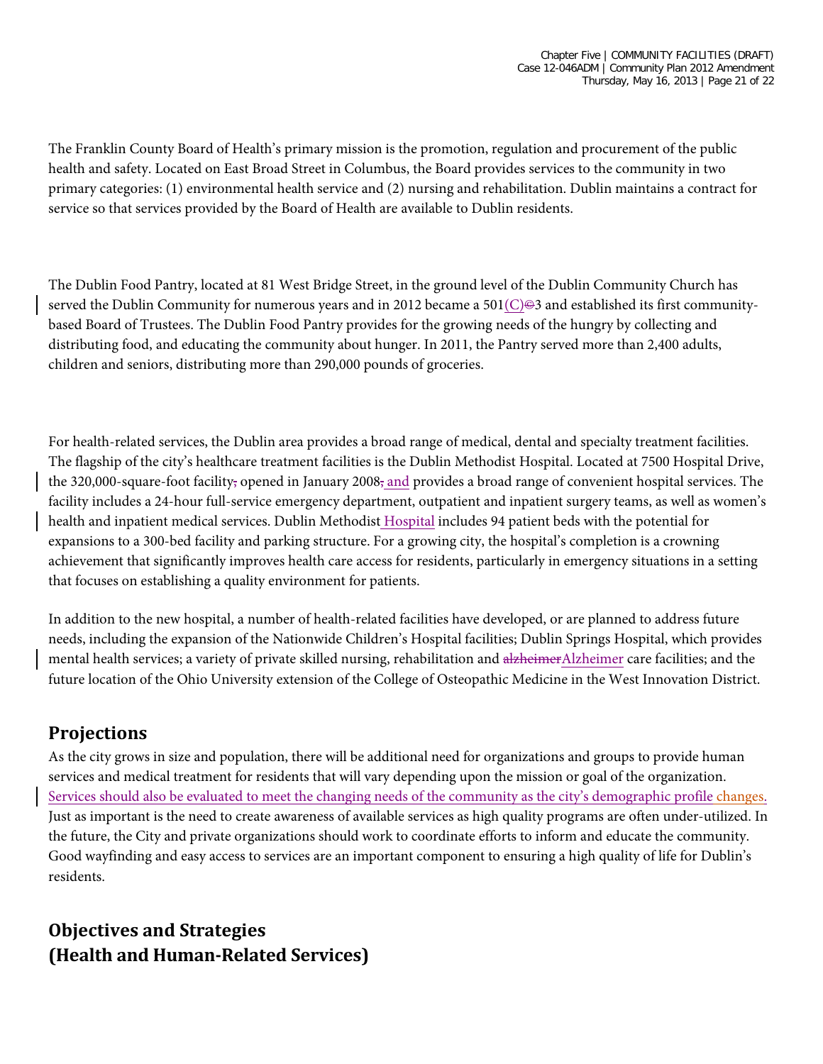The Franklin County Board of Health's primary mission is the promotion, regulation and procurement of the public health and safety. Located on East Broad Street in Columbus, the Board provides services to the community in two primary categories: (1) environmental health service and (2) nursing and rehabilitation. Dublin maintains a contract for service so that services provided by the Board of Health are available to Dublin residents.

The Dublin Food Pantry, located at 81 West Bridge Street, in the ground level of the Dublin Community Church has served the Dublin Community for numerous years and in 2012 became a 501(C)3 and established its first community-based Board of Trustees. The Dublin Food Pantry provides for the growing needs of the hungry by collecting and distributing food, and educating the community about hunger. In 2011, the Pantry served more than 2,400 adults, children and seniors, distributing more than 290,000 pounds of groceries.

For health-related services, the Dublin area provides a broad range of medical, dental and specialty treatment facilities. The flagship of the city's healthcare treatment facilities is the Dublin Methodist Hospital. Located at 7500 Hospital Drive, the 320,000-square-foot facility opened in January 2008 and provides a broad range of convenient hospital services. The facility includes a 24-hour full-service emergency department, outpatient and inpatient surgery teams, as well as women's health and inpatient medical services. Dublin Methodist Hospital includes 94 patient beds with the potential for expansions to a 300-bed facility and parking structure. For a growing city, the hospital's completion is a crowning achievement that significantly improves health care access for residents, particularly in emergency situations in a setting that focuses on establishing a quality environment for patients.

In addition to the new hospital, a number of health-related facilities have developed, or are planned to address future needs, including the expansion of the Nationwide Children's Hospital facilities; Dublin Springs Hospital, which provides mental health services; a variety of private skilled nursing, rehabilitation and Alzheimer care facilities; and the future location of the Ohio University extension of the College of Osteopathic Medicine in the West Innovation District.

## Projections

As the city grows in size and population, there will be additional need for organizations and groups to provide human services and medical treatment for residents that will vary depending upon the mission or goal of the organization. Services should also be evaluated to meet the changing needs of the community as the city's demographic profile changes. Just as important is the need to create awareness of available services as high quality programs are often under-utilized. In the future, the City and private organizations should work to coordinate efforts to inform and educate the community. Good wayfinding and easy access to services are an important component to ensuring a high quality of life for Dublin's residents.

## Objectives and Strategies (Health and Human-Related Services)